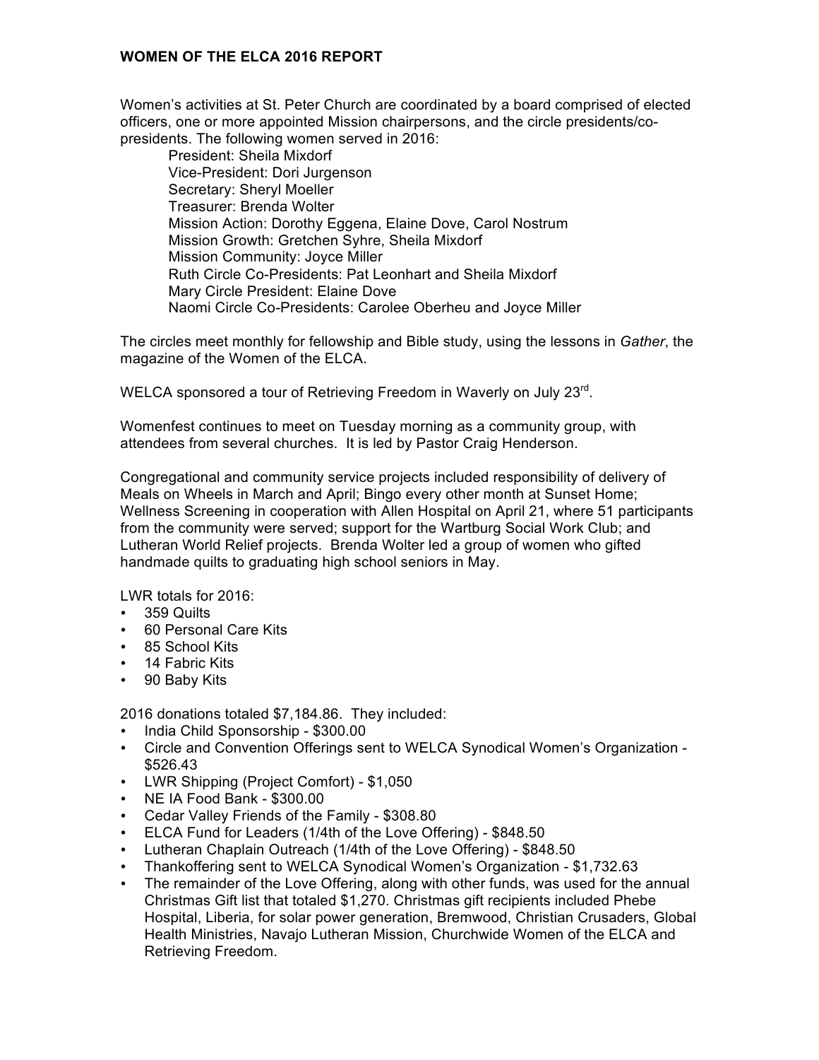# WOMEN OF THE ELCA 2016 REPORT

Women's activities at St. Peter Church are coordinated by a board comprised of elected officers, one or more appointed Mission chairpersons, and the circle presidents/co-presidents. The following women served in 2016:

President: Sheila Mixdorf
Vice-President: Dori Jurgenson
Secretary: Sheryl Moeller
Treasurer: Brenda Wolter
Mission Action: Dorothy Eggena, Elaine Dove, Carol Nostrum
Mission Growth: Gretchen Syhre, Sheila Mixdorf
Mission Community: Joyce Miller
Ruth Circle Co-Presidents: Pat Leonhart and Sheila Mixdorf
Mary Circle President: Elaine Dove
Naomi Circle Co-Presidents: Carolee Oberheu and Joyce Miller

The circles meet monthly for fellowship and Bible study, using the lessons in *Gather*, the magazine of the Women of the ELCA.

WELCA sponsored a tour of Retrieving Freedom in Waverly on July 23rd.

Womenfest continues to meet on Tuesday morning as a community group, with attendees from several churches. It is led by Pastor Craig Henderson.

Congregational and community service projects included responsibility of delivery of Meals on Wheels in March and April; Bingo every other month at Sunset Home; Wellness Screening in cooperation with Allen Hospital on April 21, where 51 participants from the community were served; support for the Wartburg Social Work Club; and Lutheran World Relief projects. Brenda Wolter led a group of women who gifted handmade quilts to graduating high school seniors in May.

LWR totals for 2016:

- 359 Quilts
- 60 Personal Care Kits
- 85 School Kits
- 14 Fabric Kits
- 90 Baby Kits

2016 donations totaled $7,184.86. They included:

- India Child Sponsorship - $300.00
- Circle and Convention Offerings sent to WELCA Synodical Women's Organization - $526.43
- LWR Shipping (Project Comfort) - $1,050
- NE IA Food Bank - $300.00
- Cedar Valley Friends of the Family - $308.80
- ELCA Fund for Leaders (1/4th of the Love Offering) - $848.50
- Lutheran Chaplain Outreach (1/4th of the Love Offering) - $848.50
- Thankoffering sent to WELCA Synodical Women's Organization - $1,732.63
- The remainder of the Love Offering, along with other funds, was used for the annual Christmas Gift list that totaled $1,270. Christmas gift recipients included Phebe Hospital, Liberia, for solar power generation, Bremwood, Christian Crusaders, Global Health Ministries, Navajo Lutheran Mission, Churchwide Women of the ELCA and Retrieving Freedom.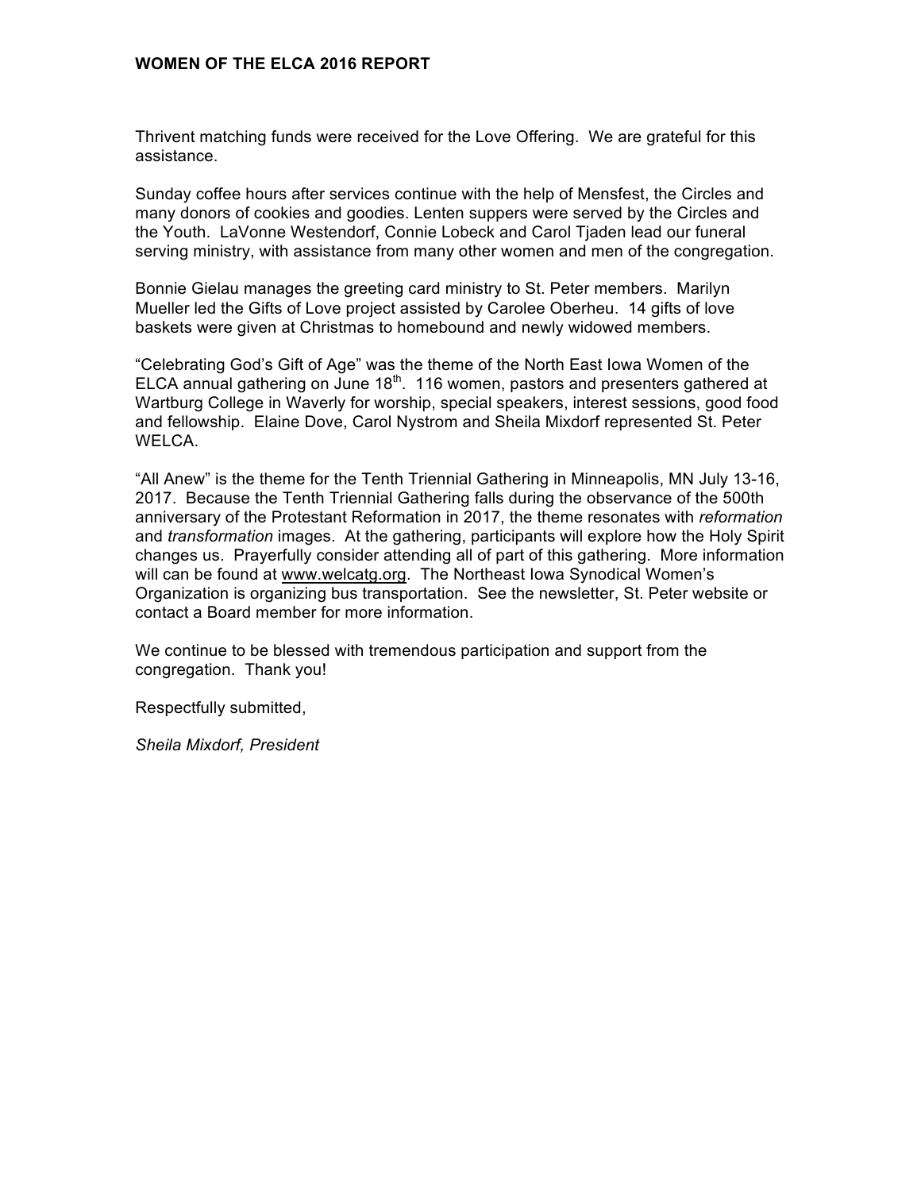**WOMEN OF THE ELCA 2016 REPORT**

Thrivent matching funds were received for the Love Offering. We are grateful for this assistance.

Sunday coffee hours after services continue with the help of Mensfest, the Circles and many donors of cookies and goodies. Lenten suppers were served by the Circles and the Youth. LaVonne Westendorf, Connie Lobeck and Carol Tjaden lead our funeral serving ministry, with assistance from many other women and men of the congregation.

Bonnie Gielau manages the greeting card ministry to St. Peter members. Marilyn Mueller led the Gifts of Love project assisted by Carolee Oberheu. 14 gifts of love baskets were given at Christmas to homebound and newly widowed members.

"Celebrating God's Gift of Age" was the theme of the North East Iowa Women of the ELCA annual gathering on June 18th. 116 women, pastors and presenters gathered at Wartburg College in Waverly for worship, special speakers, interest sessions, good food and fellowship. Elaine Dove, Carol Nystrom and Sheila Mixdorf represented St. Peter WELCA.

"All Anew" is the theme for the Tenth Triennial Gathering in Minneapolis, MN July 13-16, 2017. Because the Tenth Triennial Gathering falls during the observance of the 500th anniversary of the Protestant Reformation in 2017, the theme resonates with *reformation* and *transformation* images. At the gathering, participants will explore how the Holy Spirit changes us. Prayerfully consider attending all of part of this gathering. More information will can be found at www.welcatg.org. The Northeast Iowa Synodical Women's Organization is organizing bus transportation. See the newsletter, St. Peter website or contact a Board member for more information.

We continue to be blessed with tremendous participation and support from the congregation. Thank you!

Respectfully submitted,

*Sheila Mixdorf, President*